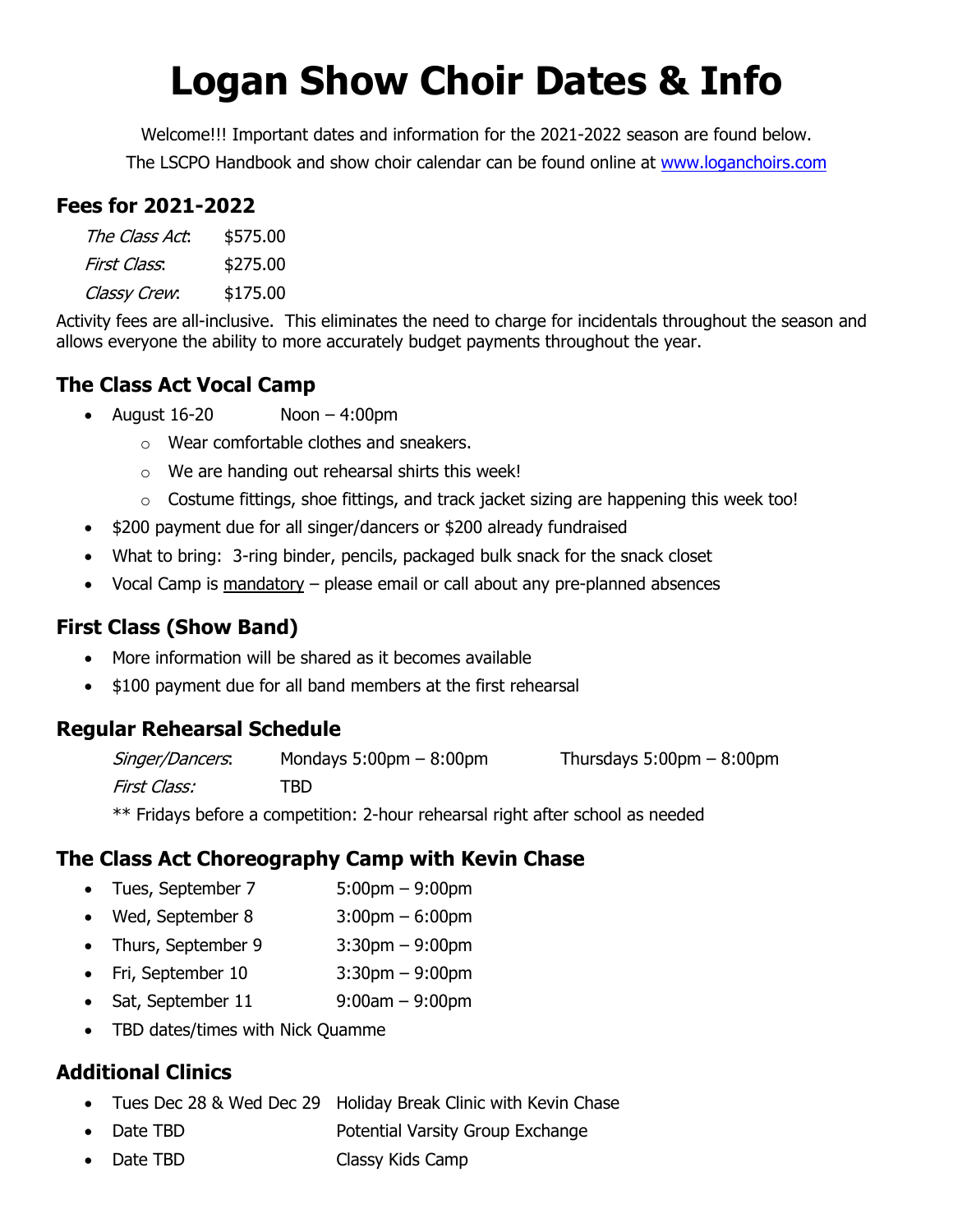# Logan Show Choir Dates & Info

Welcome!!! Important dates and information for the 2021-2022 season are found below.

The LSCPO Handbook and show choir calendar can be found online at www.loganchoirs.com

## Fees for 2021-2022

| | |
|---|---|
| *The Class Act*: | $575.00 |
| *First Class*: | $275.00 |
| *Classy Crew*: | $175.00 |

Activity fees are all-inclusive. This eliminates the need to charge for incidentals throughout the season and allows everyone the ability to more accurately budget payments throughout the year.

## The Class Act Vocal Camp

- August 16-20 Noon – 4:00pm
  - Wear comfortable clothes and sneakers.
  - We are handing out rehearsal shirts this week!
  - Costume fittings, shoe fittings, and track jacket sizing are happening this week too!
- $200 payment due for all singer/dancers or $200 already fundraised
- What to bring: 3-ring binder, pencils, packaged bulk snack for the snack closet
- Vocal Camp is <u>mandatory</u> – please email or call about any pre-planned absences

## First Class (Show Band)

- More information will be shared as it becomes available
- $100 payment due for all band members at the first rehearsal

## Regular Rehearsal Schedule

| | | |
|---|---|---|
| *Singer/Dancers*: | Mondays 5:00pm – 8:00pm | Thursdays 5:00pm – 8:00pm |
| *First Class:* | TBD | |

** Fridays before a competition: 2-hour rehearsal right after school as needed

## The Class Act Choreography Camp with Kevin Chase

- Tues, September 7 5:00pm – 9:00pm
- Wed, September 8 3:00pm – 6:00pm
- Thurs, September 9 3:30pm – 9:00pm
- Fri, September 10 3:30pm – 9:00pm
- Sat, September 11 9:00am – 9:00pm
- TBD dates/times with Nick Quamme

## Additional Clinics

- Tues Dec 28 & Wed Dec 29 Holiday Break Clinic with Kevin Chase
- Date TBD Potential Varsity Group Exchange
- Date TBD Classy Kids Camp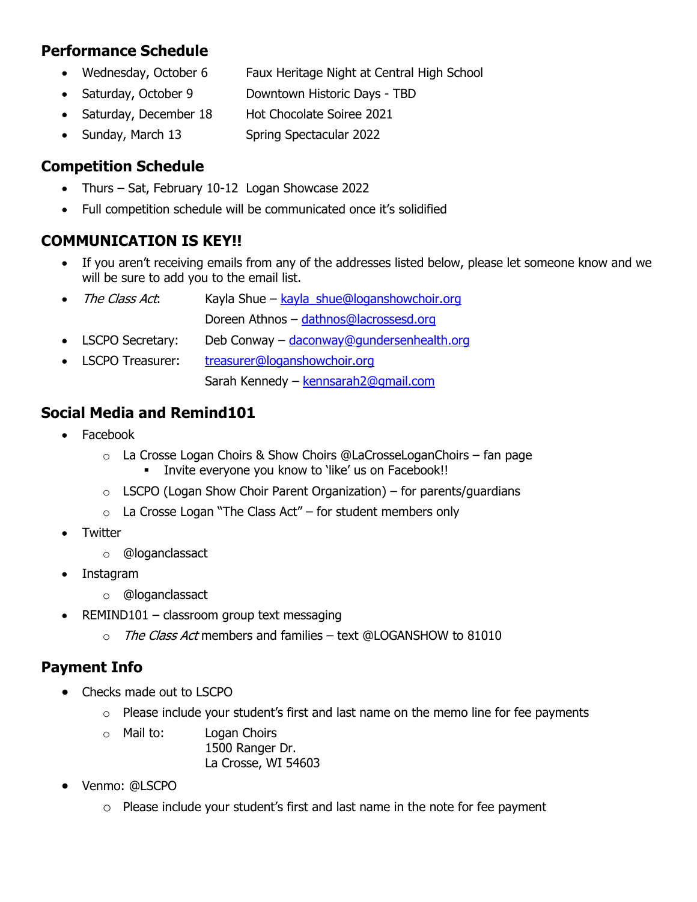## Performance Schedule

- Wednesday, October 6 Faux Heritage Night at Central High School
- Saturday, October 9 Downtown Historic Days - TBD
- Saturday, December 18 Hot Chocolate Soiree 2021
- Sunday, March 13 Spring Spectacular 2022

## Competition Schedule

- Thurs – Sat, February 10-12 Logan Showcase 2022
- Full competition schedule will be communicated once it's solidified

## COMMUNICATION IS KEY!!

- If you aren't receiving emails from any of the addresses listed below, please let someone know and we will be sure to add you to the email list.
- *The Class Act*: Kayla Shue – kayla_shue@loganshowchoir.org
  Doreen Athnos – dathnos@lacrossesd.org
- LSCPO Secretary: Deb Conway – daconway@gundersenhealth.org
- LSCPO Treasurer: treasurer@loganshowchoir.org
  Sarah Kennedy – kennsarah2@gmail.com

## Social Media and Remind101

- Facebook
  - La Crosse Logan Choirs & Show Choirs @LaCrosseLoganChoirs – fan page
    - Invite everyone you know to 'like' us on Facebook!!
  - LSCPO (Logan Show Choir Parent Organization) – for parents/guardians
  - La Crosse Logan "The Class Act" – for student members only
- Twitter
  - @loganclassact
- Instagram
  - @loganclassact
- REMIND101 – classroom group text messaging
  - *The Class Act* members and families – text @LOGANSHOW to 81010

## Payment Info

- Checks made out to LSCPO
  - Please include your student's first and last name on the memo line for fee payments
  - Mail to: Logan Choirs
    1500 Ranger Dr.
    La Crosse, WI 54603
- Venmo: @LSCPO
  - Please include your student's first and last name in the note for fee payment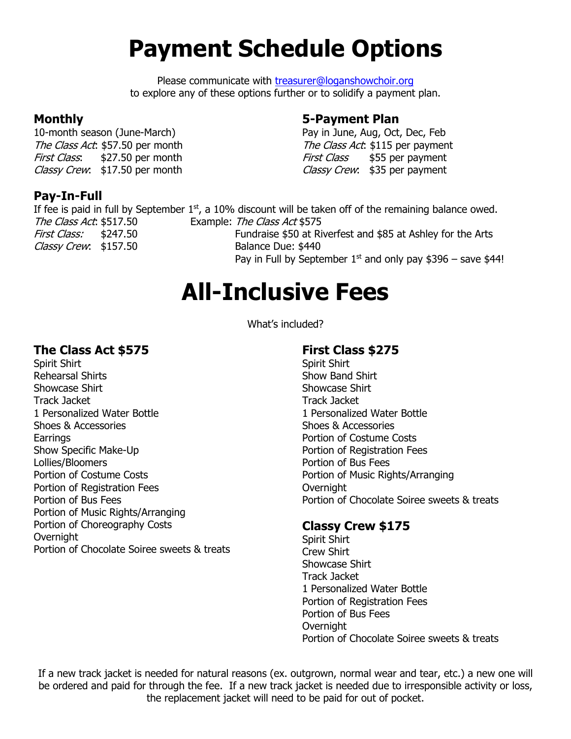# Payment Schedule Options

Please communicate with treasurer@loganshowchoir.org
to explore any of these options further or to solidify a payment plan.

### Monthly

10-month season (June-March)
*The Class Act*: $57.50 per month
*First Class*: $27.50 per month
*Classy Crew*: $17.50 per month

### 5-Payment Plan

Pay in June, Aug, Oct, Dec, Feb
*The Class Act*: $115 per payment
*First Class* $55 per payment
*Classy Crew*: $35 per payment

### Pay-In-Full

If fee is paid in full by September 1st, a 10% discount will be taken off of the remaining balance owed.

*The Class Act*: $517.50
*First Class:* $247.50
*Classy Crew*: $157.50

Example: *The Class Act* $575
Fundraise $50 at Riverfest and $85 at Ashley for the Arts
Balance Due: $440
Pay in Full by September 1st and only pay $396 – save $44!

# All-Inclusive Fees

What's included?

### The Class Act $575

Spirit Shirt
Rehearsal Shirts
Showcase Shirt
Track Jacket
1 Personalized Water Bottle
Shoes & Accessories
Earrings
Show Specific Make-Up
Lollies/Bloomers
Portion of Costume Costs
Portion of Registration Fees
Portion of Bus Fees
Portion of Music Rights/Arranging
Portion of Choreography Costs
Overnight
Portion of Chocolate Soiree sweets & treats

### First Class $275

Spirit Shirt
Show Band Shirt
Showcase Shirt
Track Jacket
1 Personalized Water Bottle
Shoes & Accessories
Portion of Costume Costs
Portion of Registration Fees
Portion of Bus Fees
Portion of Music Rights/Arranging
Overnight
Portion of Chocolate Soiree sweets & treats

### Classy Crew $175

Spirit Shirt
Crew Shirt
Showcase Shirt
Track Jacket
1 Personalized Water Bottle
Portion of Registration Fees
Portion of Bus Fees
Overnight
Portion of Chocolate Soiree sweets & treats

If a new track jacket is needed for natural reasons (ex. outgrown, normal wear and tear, etc.) a new one will be ordered and paid for through the fee. If a new track jacket is needed due to irresponsible activity or loss, the replacement jacket will need to be paid for out of pocket.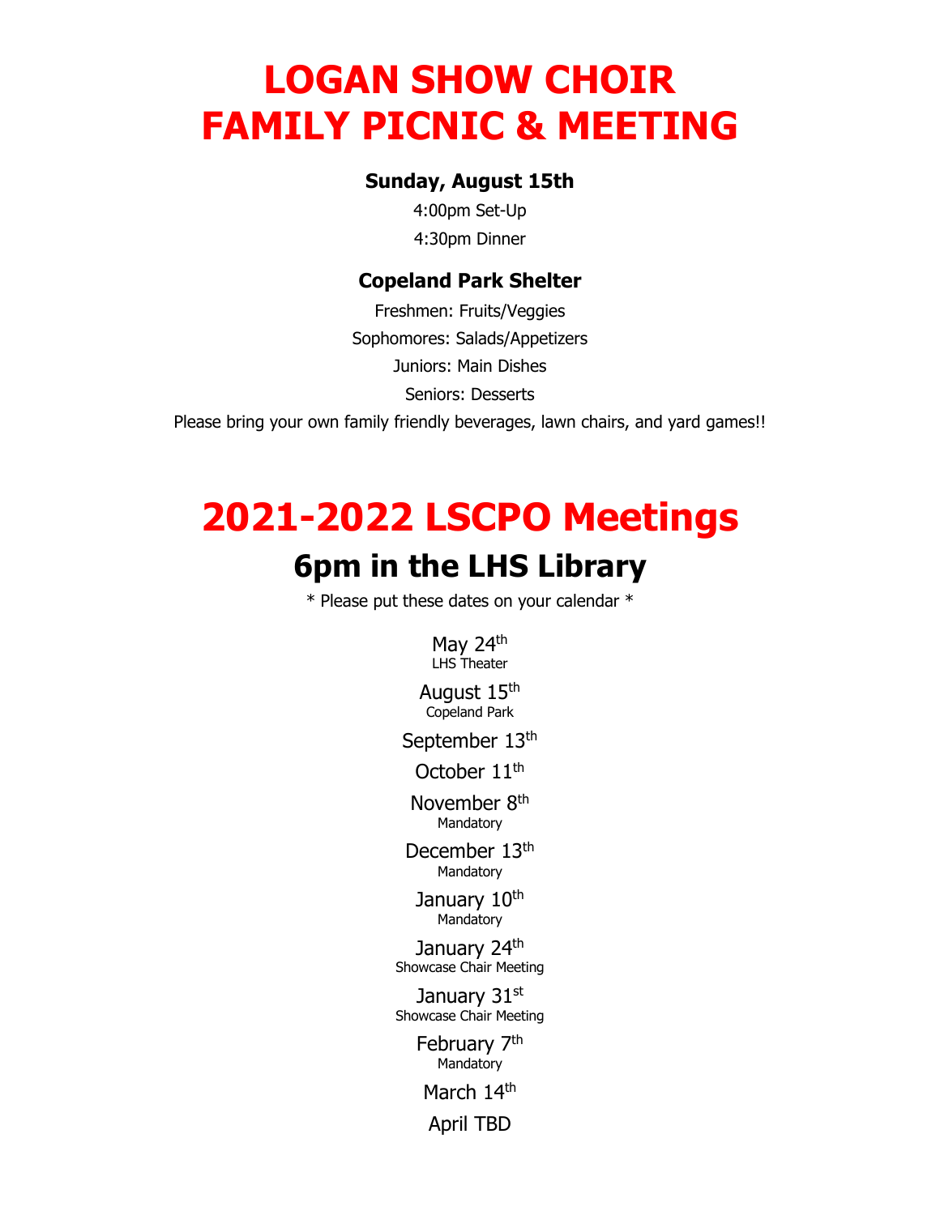# LOGAN SHOW CHOIR FAMILY PICNIC & MEETING

**Sunday, August 15th**

4:00pm Set-Up

4:30pm Dinner

**Copeland Park Shelter**

Freshmen: Fruits/Veggies

Sophomores: Salads/Appetizers

Juniors: Main Dishes

Seniors: Desserts

Please bring your own family friendly beverages, lawn chairs, and yard games!!

# 2021-2022 LSCPO Meetings

## 6pm in the LHS Library

* Please put these dates on your calendar *

May 24th
LHS Theater

August 15th
Copeland Park

September 13th

October 11th

November 8th
Mandatory

December 13th
Mandatory

January 10th
Mandatory

January 24th
Showcase Chair Meeting

January 31st
Showcase Chair Meeting

February 7th
Mandatory

March 14th

April TBD